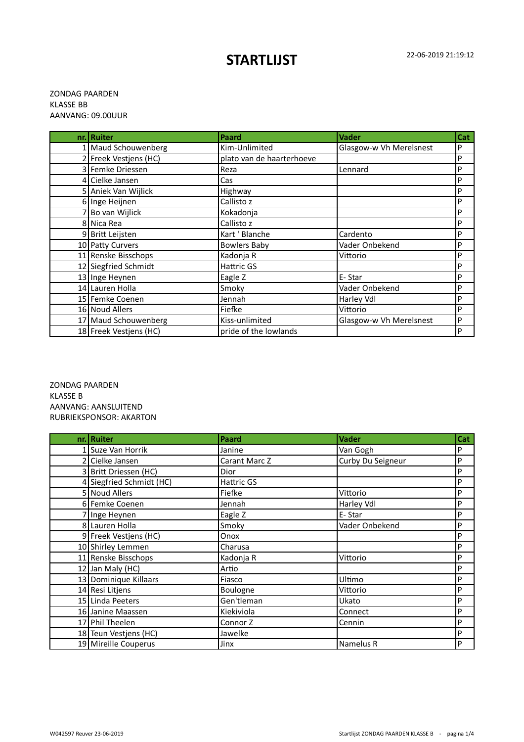# STARTLIJST

22-06-2019 21:19:12

ZONDAG PAARDEN
KLASSE BB
AANVANG: 09.00UUR

| nr. | Ruiter | Paard | Vader | Cat |
|---|---|---|---|---|
| 1 | Maud Schouwenberg | Kim-Unlimited | Glasgow-w Vh Merelsnest | P |
| 2 | Freek Vestjens (HC) | plato van de haarterhoeve | | P |
| 3 | Femke Driessen | Reza | Lennard | P |
| 4 | Cielke Jansen | Cas | | P |
| 5 | Aniek Van Wijlick | Highway | | P |
| 6 | Inge Heijnen | Callisto z | | P |
| 7 | Bo van Wijlick | Kokadonja | | P |
| 8 | Nica Rea | Callisto z | | P |
| 9 | Britt Leijsten | Kart ' Blanche | Cardento | P |
| 10 | Patty Curvers | Bowlers Baby | Vader Onbekend | P |
| 11 | Renske Bisschops | Kadonja R | Vittorio | P |
| 12 | Siegfried Schmidt | Hattric GS | | P |
| 13 | Inge Heynen | Eagle Z | E- Star | P |
| 14 | Lauren Holla | Smoky | Vader Onbekend | P |
| 15 | Femke Coenen | Jennah | Harley Vdl | P |
| 16 | Noud Allers | Fiefke | Vittorio | P |
| 17 | Maud Schouwenberg | Kiss-unlimited | Glasgow-w Vh Merelsnest | P |
| 18 | Freek Vestjens (HC) | pride of the lowlands | | P |

ZONDAG PAARDEN
KLASSE B
AANVANG: AANSLUITEND
RUBRIEKSPONSOR: AKARTON

| nr. | Ruiter | Paard | Vader | Cat |
|---|---|---|---|---|
| 1 | Suze Van Horrik | Janine | Van Gogh | P |
| 2 | Cielke Jansen | Carant Marc Z | Curby Du Seigneur | P |
| 3 | Britt Driessen (HC) | Dior | | P |
| 4 | Siegfried Schmidt (HC) | Hattric GS | | P |
| 5 | Noud Allers | Fiefke | Vittorio | P |
| 6 | Femke Coenen | Jennah | Harley Vdl | P |
| 7 | Inge Heynen | Eagle Z | E- Star | P |
| 8 | Lauren Holla | Smoky | Vader Onbekend | P |
| 9 | Freek Vestjens (HC) | Onox | | P |
| 10 | Shirley Lemmen | Charusa | | P |
| 11 | Renske Bisschops | Kadonja R | Vittorio | P |
| 12 | Jan Maly (HC) | Artio | | P |
| 13 | Dominique Killaars | Fiasco | Ultimo | P |
| 14 | Resi Litjens | Boulogne | Vittorio | P |
| 15 | Linda Peeters | Gen'tleman | Ukato | P |
| 16 | Janine Maassen | Kiekiviola | Connect | P |
| 17 | Phil Theelen | Connor Z | Cennin | P |
| 18 | Teun Vestjens (HC) | Jawelke | | P |
| 19 | Mireille Couperus | Jinx | Namelus R | P |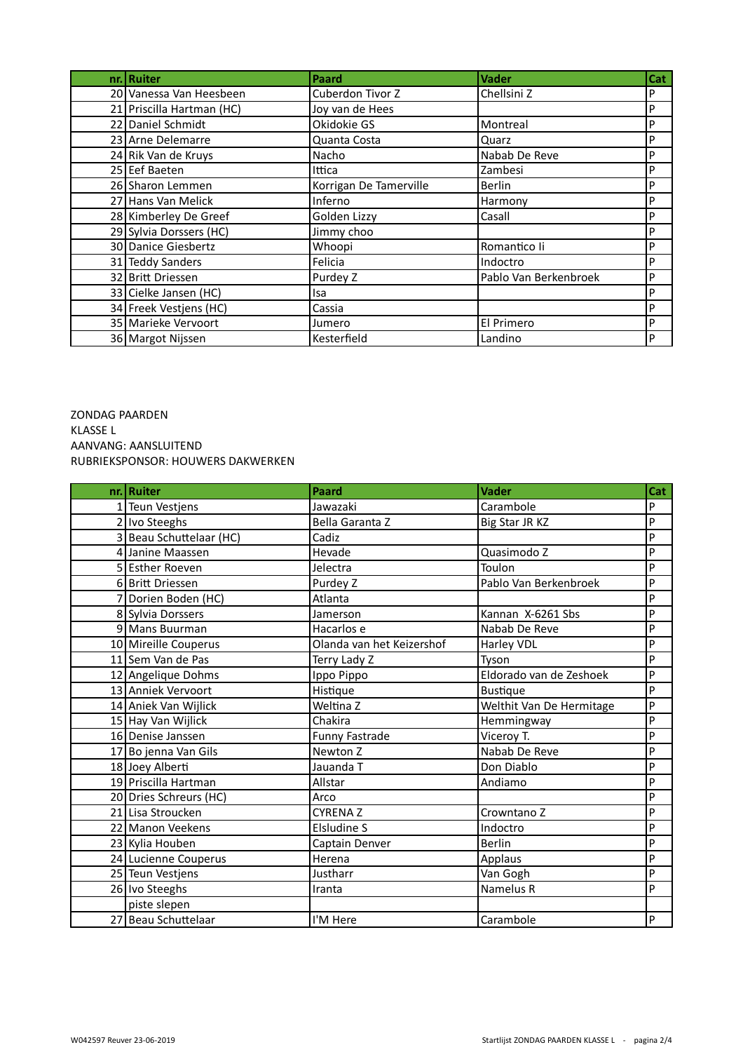| nr. | Ruiter | Paard | Vader | Cat |
|---|---|---|---|---|
| 20 | Vanessa Van Heesbeen | Cuberdon Tivor Z | Chellsini Z | P |
| 21 | Priscilla Hartman (HC) | Joy van de Hees | | P |
| 22 | Daniel Schmidt | Okidokie GS | Montreal | P |
| 23 | Arne Delemarre | Quanta Costa | Quarz | P |
| 24 | Rik Van de Kruys | Nacho | Nabab De Reve | P |
| 25 | Eef Baeten | Ittica | Zambesi | P |
| 26 | Sharon Lemmen | Korrigan De Tamerville | Berlin | P |
| 27 | Hans Van Melick | Inferno | Harmony | P |
| 28 | Kimberley De Greef | Golden Lizzy | Casall | P |
| 29 | Sylvia Dorssers (HC) | Jimmy choo | | P |
| 30 | Danice Giesbertz | Whoopi | Romantico Ii | P |
| 31 | Teddy Sanders | Felicia | Indoctro | P |
| 32 | Britt Driessen | Purdey Z | Pablo Van Berkenbroek | P |
| 33 | Cielke Jansen (HC) | Isa | | P |
| 34 | Freek Vestjens (HC) | Cassia | | P |
| 35 | Marieke Vervoort | Jumero | El Primero | P |
| 36 | Margot Nijssen | Kesterfield | Landino | P |

ZONDAG PAARDEN
KLASSE L
AANVANG: AANSLUITEND
RUBRIEKSPONSOR: HOUWERS DAKWERKEN

| nr. | Ruiter | Paard | Vader | Cat |
|---|---|---|---|---|
| 1 | Teun Vestjens | Jawazaki | Carambole | P |
| 2 | Ivo Steeghs | Bella Garanta Z | Big Star JR KZ | P |
| 3 | Beau Schuttelaar (HC) | Cadiz | | P |
| 4 | Janine Maassen | Hevade | Quasimodo Z | P |
| 5 | Esther Roeven | Jelectra | Toulon | P |
| 6 | Britt Driessen | Purdey Z | Pablo Van Berkenbroek | P |
| 7 | Dorien Boden (HC) | Atlanta | | P |
| 8 | Sylvia Dorssers | Jamerson | Kannan X-6261 Sbs | P |
| 9 | Mans Buurman | Hacarlos e | Nabab De Reve | P |
| 10 | Mireille Couperus | Olanda van het Keizershof | Harley VDL | P |
| 11 | Sem Van de Pas | Terry Lady Z | Tyson | P |
| 12 | Angelique Dohms | Ippo Pippo | Eldorado van de Zeshoek | P |
| 13 | Anniek Vervoort | Histique | Bustique | P |
| 14 | Aniek Van Wijlick | Weltina Z | Welthit Van De Hermitage | P |
| 15 | Hay Van Wijlick | Chakira | Hemmingway | P |
| 16 | Denise Janssen | Funny Fastrade | Viceroy T. | P |
| 17 | Bo jenna Van Gils | Newton Z | Nabab De Reve | P |
| 18 | Joey Alberti | Jauanda T | Don Diablo | P |
| 19 | Priscilla Hartman | Allstar | Andiamo | P |
| 20 | Dries Schreurs (HC) | Arco | | P |
| 21 | Lisa Stroucken | CYRENA Z | Crowntano Z | P |
| 22 | Manon Veekens | Elsludine S | Indoctro | P |
| 23 | Kylia Houben | Captain Denver | Berlin | P |
| 24 | Lucienne Couperus | Herena | Applaus | P |
| 25 | Teun Vestjens | Justharr | Van Gogh | P |
| 26 | Ivo Steeghs | Iranta | Namelus R | P |
| | piste slepen | | | |
| 27 | Beau Schuttelaar | I'M Here | Carambole | P |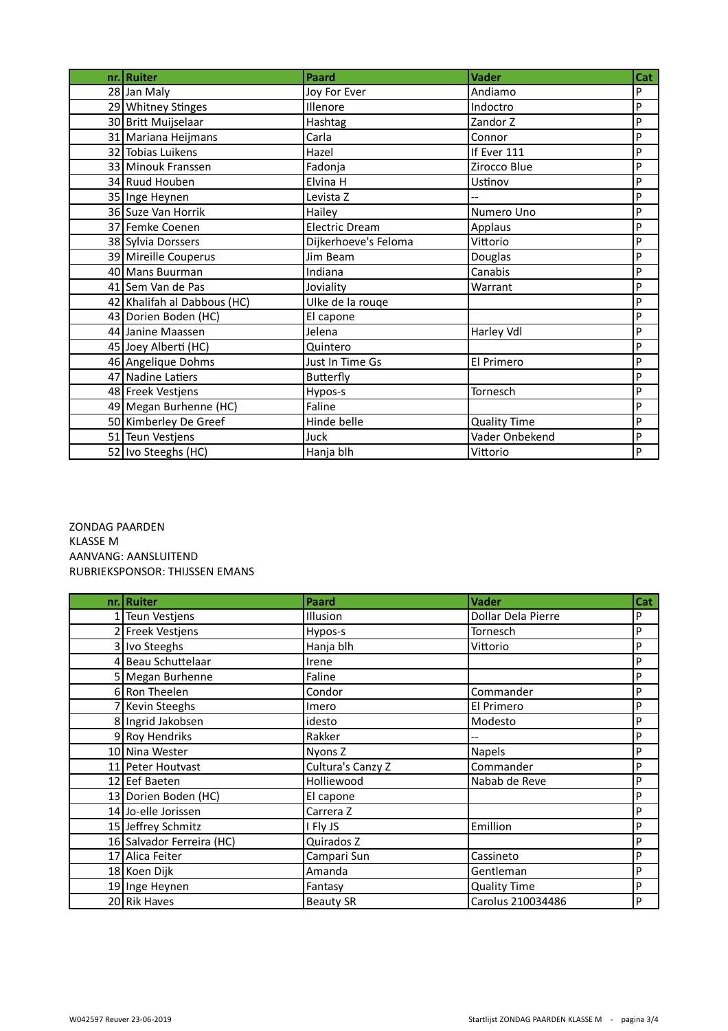| nr. | Ruiter | Paard | Vader | Cat |
|---|---|---|---|---|
| 28 | Jan Maly | Joy For Ever | Andiamo | P |
| 29 | Whitney Stinges | Illenore | Indoctro | P |
| 30 | Britt Muijselaar | Hashtag | Zandor Z | P |
| 31 | Mariana Heijmans | Carla | Connor | P |
| 32 | Tobias Luikens | Hazel | If Ever 111 | P |
| 33 | Minouk Franssen | Fadonja | Zirocco Blue | P |
| 34 | Ruud Houben | Elvina H | Ustinov | P |
| 35 | Inge Heynen | Levista Z | -- | P |
| 36 | Suze Van Horrik | Hailey | Numero Uno | P |
| 37 | Femke Coenen | Electric Dream | Applaus | P |
| 38 | Sylvia Dorssers | Dijkerhoeve's Feloma | Vittorio | P |
| 39 | Mireille Couperus | Jim Beam | Douglas | P |
| 40 | Mans Buurman | Indiana | Canabis | P |
| 41 | Sem Van de Pas | Joviality | Warrant | P |
| 42 | Khalifah al Dabbous (HC) | Ulke de la rouge | | P |
| 43 | Dorien Boden (HC) | El capone | | P |
| 44 | Janine Maassen | Jelena | Harley Vdl | P |
| 45 | Joey Alberti (HC) | Quintero | | P |
| 46 | Angelique Dohms | Just In Time Gs | El Primero | P |
| 47 | Nadine Latiers | Butterfly | | P |
| 48 | Freek Vestjens | Hypos-s | Tornesch | P |
| 49 | Megan Burhenne (HC) | Faline | | P |
| 50 | Kimberley De Greef | Hinde belle | Quality Time | P |
| 51 | Teun Vestjens | Juck | Vader Onbekend | P |
| 52 | Ivo Steeghs (HC) | Hanja blh | Vittorio | P |

ZONDAG PAARDEN
KLASSE M
AANVANG: AANSLUITEND
RUBRIEKSPONSOR: THIJSSEN EMANS

| nr. | Ruiter | Paard | Vader | Cat |
|---|---|---|---|---|
| 1 | Teun Vestjens | Illusion | Dollar Dela Pierre | P |
| 2 | Freek Vestjens | Hypos-s | Tornesch | P |
| 3 | Ivo Steeghs | Hanja blh | Vittorio | P |
| 4 | Beau Schuttelaar | Irene | | P |
| 5 | Megan Burhenne | Faline | | P |
| 6 | Ron Theelen | Condor | Commander | P |
| 7 | Kevin Steeghs | Imero | El Primero | P |
| 8 | Ingrid Jakobsen | idesto | Modesto | P |
| 9 | Roy Hendriks | Rakker | -- | P |
| 10 | Nina Wester | Nyons Z | Napels | P |
| 11 | Peter Houtvast | Cultura's Canzy Z | Commander | P |
| 12 | Eef Baeten | Holliewood | Nabab de Reve | P |
| 13 | Dorien Boden (HC) | El capone | | P |
| 14 | Jo-elle Jorissen | Carrera Z | | P |
| 15 | Jeffrey Schmitz | I Fly JS | Emillion | P |
| 16 | Salvador Ferreira (HC) | Quirados Z | | P |
| 17 | Alica Feiter | Campari Sun | Cassineto | P |
| 18 | Koen Dijk | Amanda | Gentleman | P |
| 19 | Inge Heynen | Fantasy | Quality Time | P |
| 20 | Rik Haves | Beauty SR | Carolus 210034486 | P |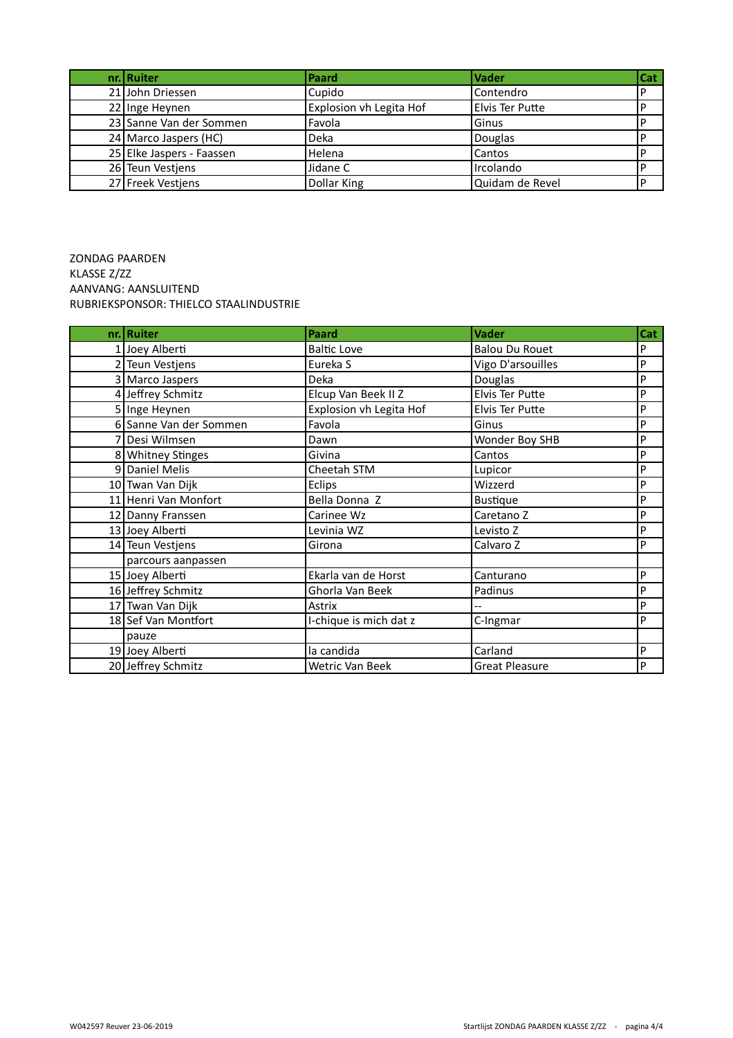| nr. | Ruiter | Paard | Vader | Cat |
|---|---|---|---|---|
| 21 | John Driessen | Cupido | Contendro | P |
| 22 | Inge Heynen | Explosion vh Legita Hof | Elvis Ter Putte | P |
| 23 | Sanne Van der Sommen | Favola | Ginus | P |
| 24 | Marco Jaspers (HC) | Deka | Douglas | P |
| 25 | Elke Jaspers - Faassen | Helena | Cantos | P |
| 26 | Teun Vestjens | Jidane C | Ircolando | P |
| 27 | Freek Vestjens | Dollar King | Quidam de Revel | P |

ZONDAG PAARDEN
KLASSE Z/ZZ
AANVANG: AANSLUITEND
RUBRIEKSPONSOR: THIELCO STAALINDUSTRIE

| nr. | Ruiter | Paard | Vader | Cat |
|---|---|---|---|---|
| 1 | Joey Alberti | Baltic Love | Balou Du Rouet | P |
| 2 | Teun Vestjens | Eureka S | Vigo D'arsouilles | P |
| 3 | Marco Jaspers | Deka | Douglas | P |
| 4 | Jeffrey Schmitz | Elcup Van Beek II Z | Elvis Ter Putte | P |
| 5 | Inge Heynen | Explosion vh Legita Hof | Elvis Ter Putte | P |
| 6 | Sanne Van der Sommen | Favola | Ginus | P |
| 7 | Desi Wilmsen | Dawn | Wonder Boy SHB | P |
| 8 | Whitney Stinges | Givina | Cantos | P |
| 9 | Daniel Melis | Cheetah STM | Lupicor | P |
| 10 | Twan Van Dijk | Eclips | Wizzerd | P |
| 11 | Henri Van Monfort | Bella Donna Z | Bustique | P |
| 12 | Danny Franssen | Carinee Wz | Caretano Z | P |
| 13 | Joey Alberti | Levinia WZ | Levisto Z | P |
| 14 | Teun Vestjens | Girona | Calvaro Z | P |
| | parcours aanpassen | | | |
| 15 | Joey Alberti | Ekarla van de Horst | Canturano | P |
| 16 | Jeffrey Schmitz | Ghorla Van Beek | Padinus | P |
| 17 | Twan Van Dijk | Astrix | -- | P |
| 18 | Sef Van Montfort | I-chique is mich dat z | C-Ingmar | P |
| | pauze | | | |
| 19 | Joey Alberti | la candida | Carland | P |
| 20 | Jeffrey Schmitz | Wetric Van Beek | Great Pleasure | P |